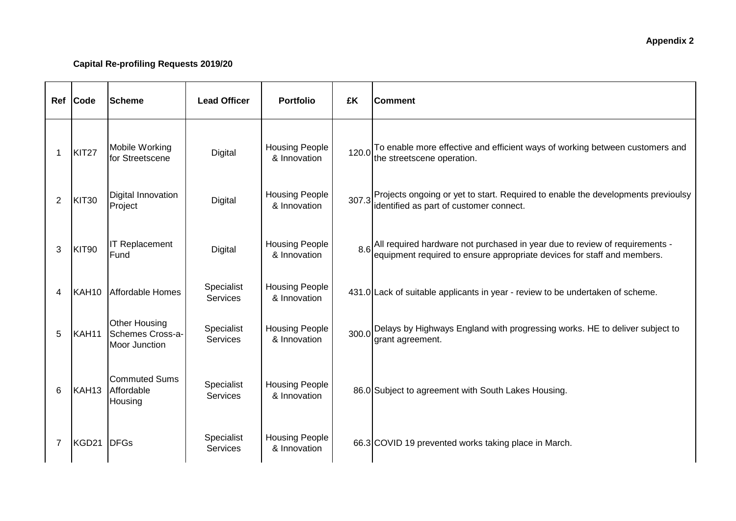**Appendix 2**

**Capital Re-profiling Requests 2019/20**

| Ref | Code | Scheme | Lead Officer | Portfolio | £K | Comment |
|---|---|---|---|---|---|---|
| 1 | KIT27 | Mobile Working for Streetscene | Digital | Housing People & Innovation | 120.0 | To enable more effective and efficient ways of working between customers and the streetscene operation. |
| 2 | KIT30 | Digital Innovation Project | Digital | Housing People & Innovation | 307.3 | Projects ongoing or yet to start. Required to enable the developments previoulsy identified as part of customer connect. |
| 3 | KIT90 | IT Replacement Fund | Digital | Housing People & Innovation | 8.6 | All required hardware not purchased in year due to review of requirements - equipment required to ensure appropriate devices for staff and members. |
| 4 | KAH10 | Affordable Homes | Specialist Services | Housing People & Innovation | 431.0 | Lack of suitable applicants in year - review to be undertaken of scheme. |
| 5 | KAH11 | Other Housing Schemes Cross-a-Moor Junction | Specialist Services | Housing People & Innovation | 300.0 | Delays by Highways England with progressing works. HE to deliver subject to grant agreement. |
| 6 | KAH13 | Commuted Sums Affordable Housing | Specialist Services | Housing People & Innovation | 86.0 | Subject to agreement with South Lakes Housing. |
| 7 | KGD21 | DFGs | Specialist Services | Housing People & Innovation | 66.3 | COVID 19 prevented works taking place in March. |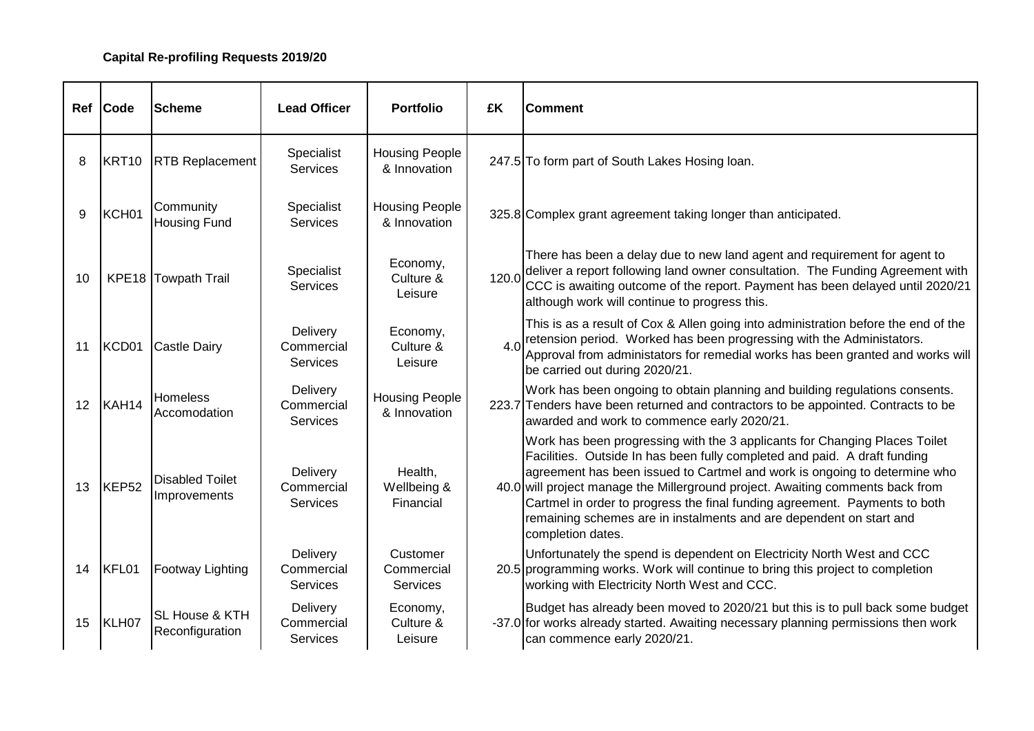**Capital Re-profiling Requests 2019/20**

| Ref | Code | Scheme | Lead Officer | Portfolio | £K | Comment |
|---|---|---|---|---|---|---|
| 8 | KRT10 | RTB Replacement | Specialist Services | Housing People & Innovation | 247.5 | To form part of South Lakes Hosing loan. |
| 9 | KCH01 | Community Housing Fund | Specialist Services | Housing People & Innovation | 325.8 | Complex grant agreement taking longer than anticipated. |
| 10 | KPE18 | Towpath Trail | Specialist Services | Economy, Culture & Leisure | 120.0 | There has been a delay due to new land agent and requirement for agent to deliver a report following land owner consultation. The Funding Agreement with CCC is awaiting outcome of the report. Payment has been delayed until 2020/21 although work will continue to progress this. |
| 11 | KCD01 | Castle Dairy | Delivery Commercial Services | Economy, Culture & Leisure | 4.0 | This is as a result of Cox & Allen going into administration before the end of the retension period. Worked has been progressing with the Administators. Approval from administators for remedial works has been granted and works will be carried out during 2020/21. |
| 12 | KAH14 | Homeless Accomodation | Delivery Commercial Services | Housing People & Innovation | 223.7 | Work has been ongoing to obtain planning and building regulations consents. Tenders have been returned and contractors to be appointed. Contracts to be awarded and work to commence early 2020/21. |
| 13 | KEP52 | Disabled Toilet Improvements | Delivery Commercial Services | Health, Wellbeing & Financial | 40.0 | Work has been progressing with the 3 applicants for Changing Places Toilet Facilities. Outside In has been fully completed and paid. A draft funding agreement has been issued to Cartmel and work is ongoing to determine who will project manage the Millerground project. Awaiting comments back from Cartmel in order to progress the final funding agreement. Payments to both remaining schemes are in instalments and are dependent on start and completion dates. |
| 14 | KFL01 | Footway Lighting | Delivery Commercial Services | Customer Commercial Services | 20.5 | Unfortunately the spend is dependent on Electricity North West and CCC programming works. Work will continue to bring this project to completion working with Electricity North West and CCC. |
| 15 | KLH07 | SL House & KTH Reconfiguration | Delivery Commercial Services | Economy, Culture & Leisure | -37.0 | Budget has already been moved to 2020/21 but this is to pull back some budget for works already started. Awaiting necessary planning permissions then work can commence early 2020/21. |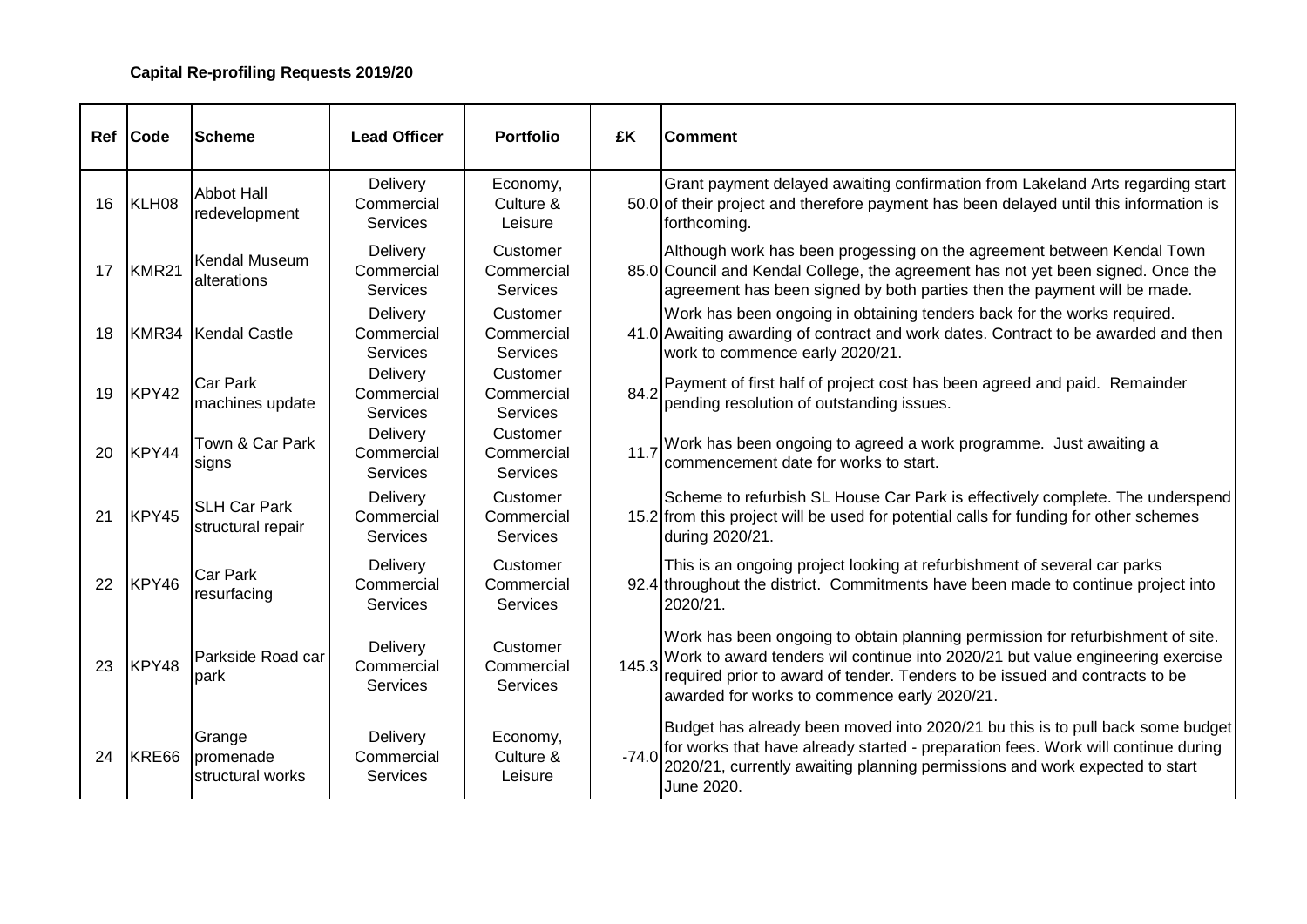**Capital Re-profiling Requests 2019/20**

| Ref | Code | Scheme | Lead Officer | Portfolio | £K | Comment |
|---|---|---|---|---|---|---|
| 16 | KLH08 | Abbot Hall redevelopment | Delivery Commercial Services | Economy, Culture & Leisure | 50.0 | Grant payment delayed awaiting confirmation from Lakeland Arts regarding start of their project and therefore payment has been delayed until this information is forthcoming. |
| 17 | KMR21 | Kendal Museum alterations | Delivery Commercial Services | Customer Commercial Services | 85.0 | Although work has been progessing on the agreement between Kendal Town Council and Kendal College, the agreement has not yet been signed. Once the agreement has been signed by both parties then the payment will be made. |
| 18 | KMR34 | Kendal Castle | Delivery Commercial Services | Customer Commercial Services | 41.0 | Work has been ongoing in obtaining tenders back for the works required. Awaiting awarding of contract and work dates. Contract to be awarded and then work to commence early 2020/21. |
| 19 | KPY42 | Car Park machines update | Delivery Commercial Services | Customer Commercial Services | 84.2 | Payment of first half of project cost has been agreed and paid. Remainder pending resolution of outstanding issues. |
| 20 | KPY44 | Town & Car Park signs | Delivery Commercial Services | Customer Commercial Services | 11.7 | Work has been ongoing to agreed a work programme. Just awaiting a commencement date for works to start. |
| 21 | KPY45 | SLH Car Park structural repair | Delivery Commercial Services | Customer Commercial Services | 15.2 | Scheme to refurbish SL House Car Park is effectively complete. The underspend from this project will be used for potential calls for funding for other schemes during 2020/21. |
| 22 | KPY46 | Car Park resurfacing | Delivery Commercial Services | Customer Commercial Services | 92.4 | This is an ongoing project looking at refurbishment of several car parks throughout the district. Commitments have been made to continue project into 2020/21. |
| 23 | KPY48 | Parkside Road car park | Delivery Commercial Services | Customer Commercial Services | 145.3 | Work has been ongoing to obtain planning permission for refurbishment of site. Work to award tenders wil continue into 2020/21 but value engineering exercise required prior to award of tender. Tenders to be issued and contracts to be awarded for works to commence early 2020/21. |
| 24 | KRE66 | Grange promenade structural works | Delivery Commercial Services | Economy, Culture & Leisure | -74.0 | Budget has already been moved into 2020/21 bu this is to pull back some budget for works that have already started - preparation fees. Work will continue during 2020/21, currently awaiting planning permissions and work expected to start June 2020. |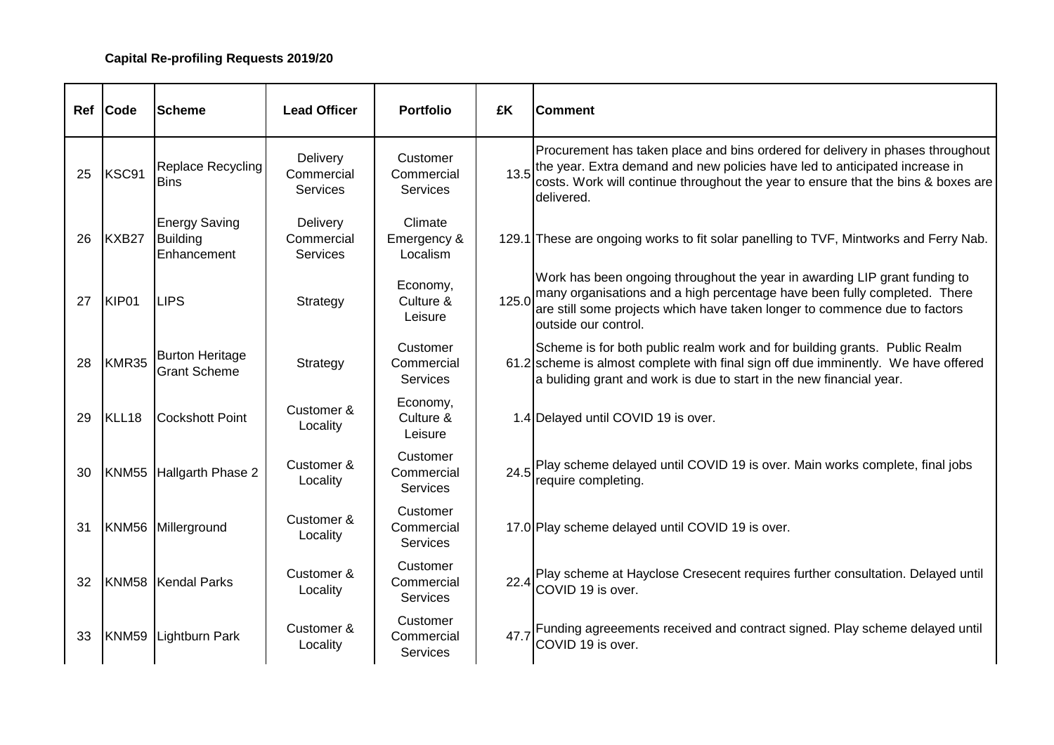**Capital Re-profiling Requests 2019/20**

| Ref | Code | Scheme | Lead Officer | Portfolio | £K | Comment |
|---|---|---|---|---|---|---|
| 25 | KSC91 | Replace Recycling Bins | Delivery Commercial Services | Customer Commercial Services | 13.5 | Procurement has taken place and bins ordered for delivery in phases throughout the year. Extra demand and new policies have led to anticipated increase in costs. Work will continue throughout the year to ensure that the bins & boxes are delivered. |
| 26 | KXB27 | Energy Saving Building Enhancement | Delivery Commercial Services | Climate Emergency & Localism | 129.1 | These are ongoing works to fit solar panelling to TVF, Mintworks and Ferry Nab. |
| 27 | KIP01 | LIPS | Strategy | Economy, Culture & Leisure | 125.0 | Work has been ongoing throughout the year in awarding LIP grant funding to many organisations and a high percentage have been fully completed. There are still some projects which have taken longer to commence due to factors outside our control. |
| 28 | KMR35 | Burton Heritage Grant Scheme | Strategy | Customer Commercial Services | 61.2 | Scheme is for both public realm work and for building grants. Public Realm scheme is almost complete with final sign off due imminently. We have offered a buliding grant and work is due to start in the new financial year. |
| 29 | KLL18 | Cockshott Point | Customer & Locality | Economy, Culture & Leisure | 1.4 | Delayed until COVID 19 is over. |
| 30 | KNM55 | Hallgarth Phase 2 | Customer & Locality | Customer Commercial Services | 24.5 | Play scheme delayed until COVID 19 is over. Main works complete, final jobs require completing. |
| 31 | KNM56 | Millerground | Customer & Locality | Customer Commercial Services | 17.0 | Play scheme delayed until COVID 19 is over. |
| 32 | KNM58 | Kendal Parks | Customer & Locality | Customer Commercial Services | 22.4 | Play scheme at Hayclose Cresecent requires further consultation. Delayed until COVID 19 is over. |
| 33 | KNM59 | Lightburn Park | Customer & Locality | Customer Commercial Services | 47.7 | Funding agreeements received and contract signed. Play scheme delayed until COVID 19 is over. |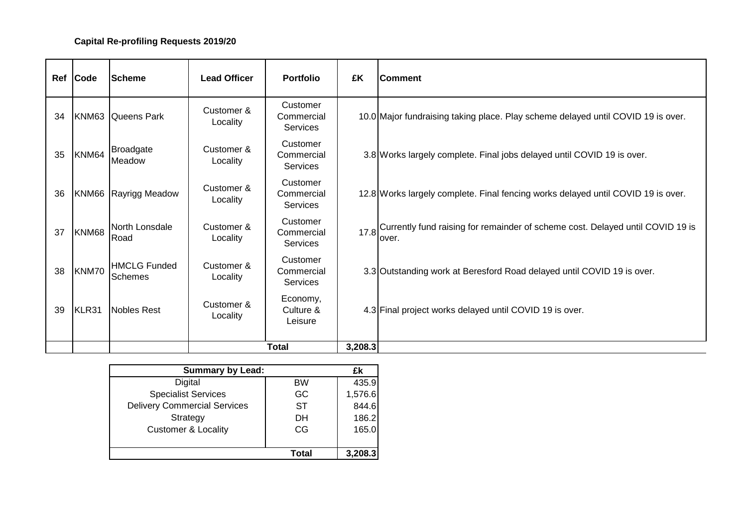**Capital Re-profiling Requests 2019/20**

| Ref | Code | Scheme | Lead Officer | Portfolio | £K | Comment |
|---|---|---|---|---|---|---|
| 34 | KNM63 | Queens Park | Customer & Locality | Customer Commercial Services | 10.0 | Major fundraising taking place. Play scheme delayed until COVID 19 is over. |
| 35 | KNM64 | Broadgate Meadow | Customer & Locality | Customer Commercial Services | 3.8 | Works largely complete. Final jobs delayed until COVID 19 is over. |
| 36 | KNM66 | Rayrigg Meadow | Customer & Locality | Customer Commercial Services | 12.8 | Works largely complete. Final fencing works delayed until COVID 19 is over. |
| 37 | KNM68 | North Lonsdale Road | Customer & Locality | Customer Commercial Services | 17.8 | Currently fund raising for remainder of scheme cost. Delayed until COVID 19 is over. |
| 38 | KNM70 | HMCLG Funded Schemes | Customer & Locality | Customer Commercial Services | 3.3 | Outstanding work at Beresford Road delayed until COVID 19 is over. |
| 39 | KLR31 | Nobles Rest | Customer & Locality | Economy, Culture & Leisure | 4.3 | Final project works delayed until COVID 19 is over. |
| | | | | **Total** | **3,208.3** | |

| **Summary by Lead:** | | **£k** |
|---|---|---|
| Digital | BW | 435.9 |
| Specialist Services | GC | 1,576.6 |
| Delivery Commercial Services | ST | 844.6 |
| Strategy | DH | 186.2 |
| Customer & Locality | CG | 165.0 |
| | **Total** | **3,208.3** |